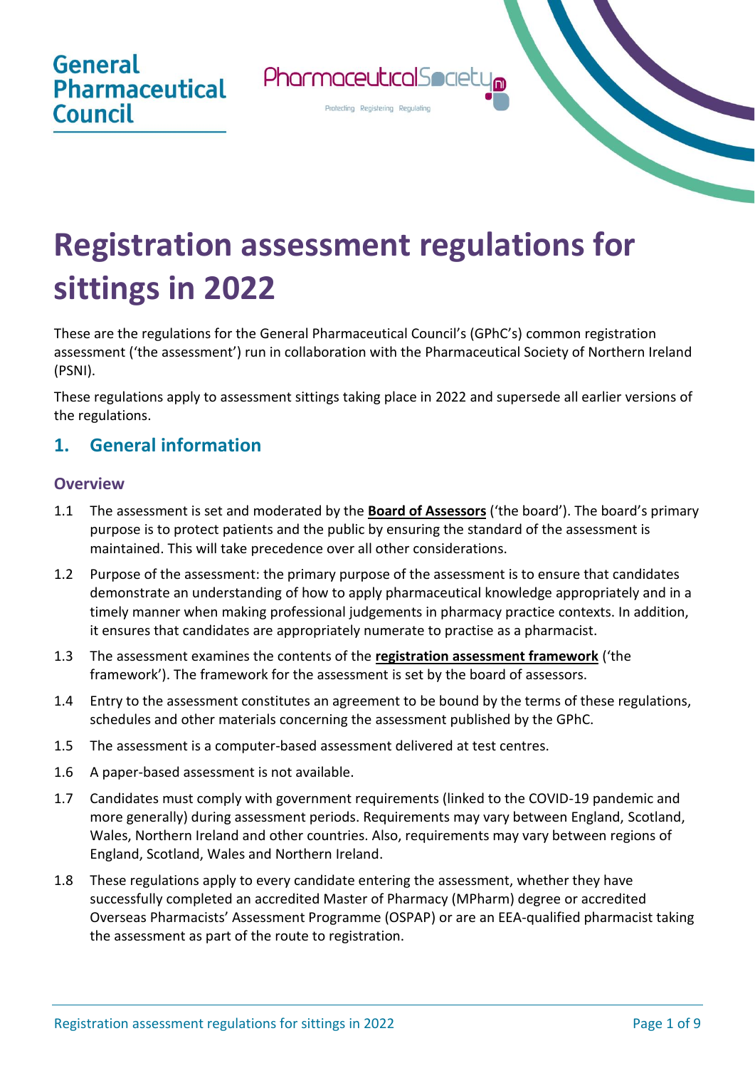# Registration assessment regulations for sittings in 2022

These are the regulations for the General Pharmaceutical Council's (GPhC's) common registration assessment ('the assessment') run in collaboration with the Pharmaceutical Society of Northern Ireland (PSNI).

These regulations apply to assessment sittings taking place in 2022 and supersede all earlier versions of the regulations.

## 1. General information

### Overview

1.1 The assessment is set and moderated by the **Board of Assessors** ('the board'). The board's primary purpose is to protect patients and the public by ensuring the standard of the assessment is maintained. This will take precedence over all other considerations.

1.2 Purpose of the assessment: the primary purpose of the assessment is to ensure that candidates demonstrate an understanding of how to apply pharmaceutical knowledge appropriately and in a timely manner when making professional judgements in pharmacy practice contexts. In addition, it ensures that candidates are appropriately numerate to practise as a pharmacist.

1.3 The assessment examines the contents of the **registration assessment framework** ('the framework'). The framework for the assessment is set by the board of assessors.

1.4 Entry to the assessment constitutes an agreement to be bound by the terms of these regulations, schedules and other materials concerning the assessment published by the GPhC.

1.5 The assessment is a computer-based assessment delivered at test centres.

1.6 A paper-based assessment is not available.

1.7 Candidates must comply with government requirements (linked to the COVID-19 pandemic and more generally) during assessment periods. Requirements may vary between England, Scotland, Wales, Northern Ireland and other countries. Also, requirements may vary between regions of England, Scotland, Wales and Northern Ireland.

1.8 These regulations apply to every candidate entering the assessment, whether they have successfully completed an accredited Master of Pharmacy (MPharm) degree or accredited Overseas Pharmacists' Assessment Programme (OSPAP) or are an EEA-qualified pharmacist taking the assessment as part of the route to registration.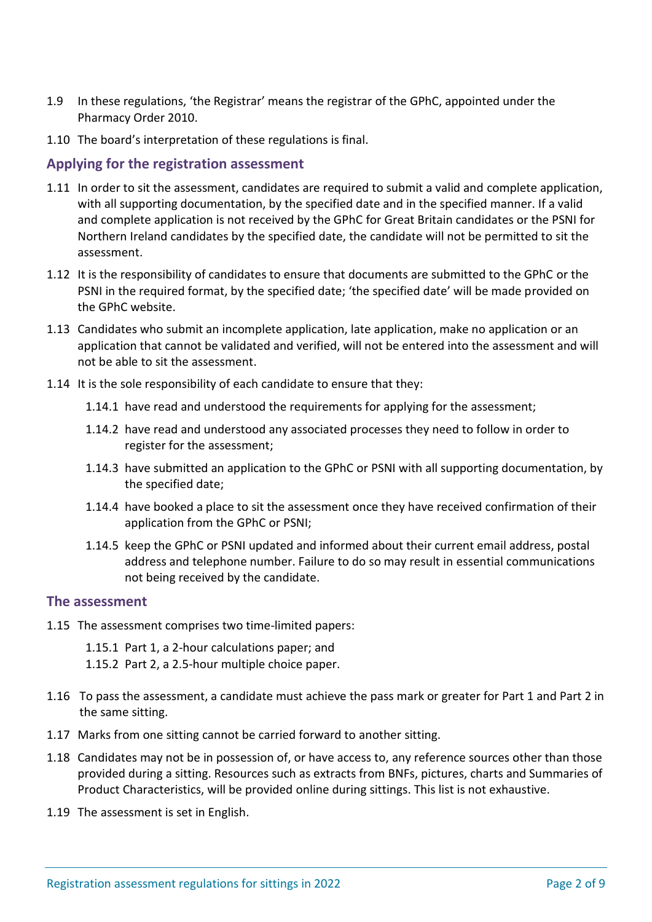1.9 In these regulations, 'the Registrar' means the registrar of the GPhC, appointed under the Pharmacy Order 2010.

1.10 The board's interpretation of these regulations is final.

## Applying for the registration assessment

1.11 In order to sit the assessment, candidates are required to submit a valid and complete application, with all supporting documentation, by the specified date and in the specified manner. If a valid and complete application is not received by the GPhC for Great Britain candidates or the PSNI for Northern Ireland candidates by the specified date, the candidate will not be permitted to sit the assessment.

1.12 It is the responsibility of candidates to ensure that documents are submitted to the GPhC or the PSNI in the required format, by the specified date; 'the specified date' will be made provided on the GPhC website.

1.13 Candidates who submit an incomplete application, late application, make no application or an application that cannot be validated and verified, will not be entered into the assessment and will not be able to sit the assessment.

1.14 It is the sole responsibility of each candidate to ensure that they:

- 1.14.1 have read and understood the requirements for applying for the assessment;
- 1.14.2 have read and understood any associated processes they need to follow in order to register for the assessment;
- 1.14.3 have submitted an application to the GPhC or PSNI with all supporting documentation, by the specified date;
- 1.14.4 have booked a place to sit the assessment once they have received confirmation of their application from the GPhC or PSNI;
- 1.14.5 keep the GPhC or PSNI updated and informed about their current email address, postal address and telephone number. Failure to do so may result in essential communications not being received by the candidate.

## The assessment

1.15 The assessment comprises two time-limited papers:

- 1.15.1 Part 1, a 2-hour calculations paper; and
- 1.15.2 Part 2, a 2.5-hour multiple choice paper.

1.16 To pass the assessment, a candidate must achieve the pass mark or greater for Part 1 and Part 2 in the same sitting.

1.17 Marks from one sitting cannot be carried forward to another sitting.

1.18 Candidates may not be in possession of, or have access to, any reference sources other than those provided during a sitting. Resources such as extracts from BNFs, pictures, charts and Summaries of Product Characteristics, will be provided online during sittings. This list is not exhaustive.

1.19 The assessment is set in English.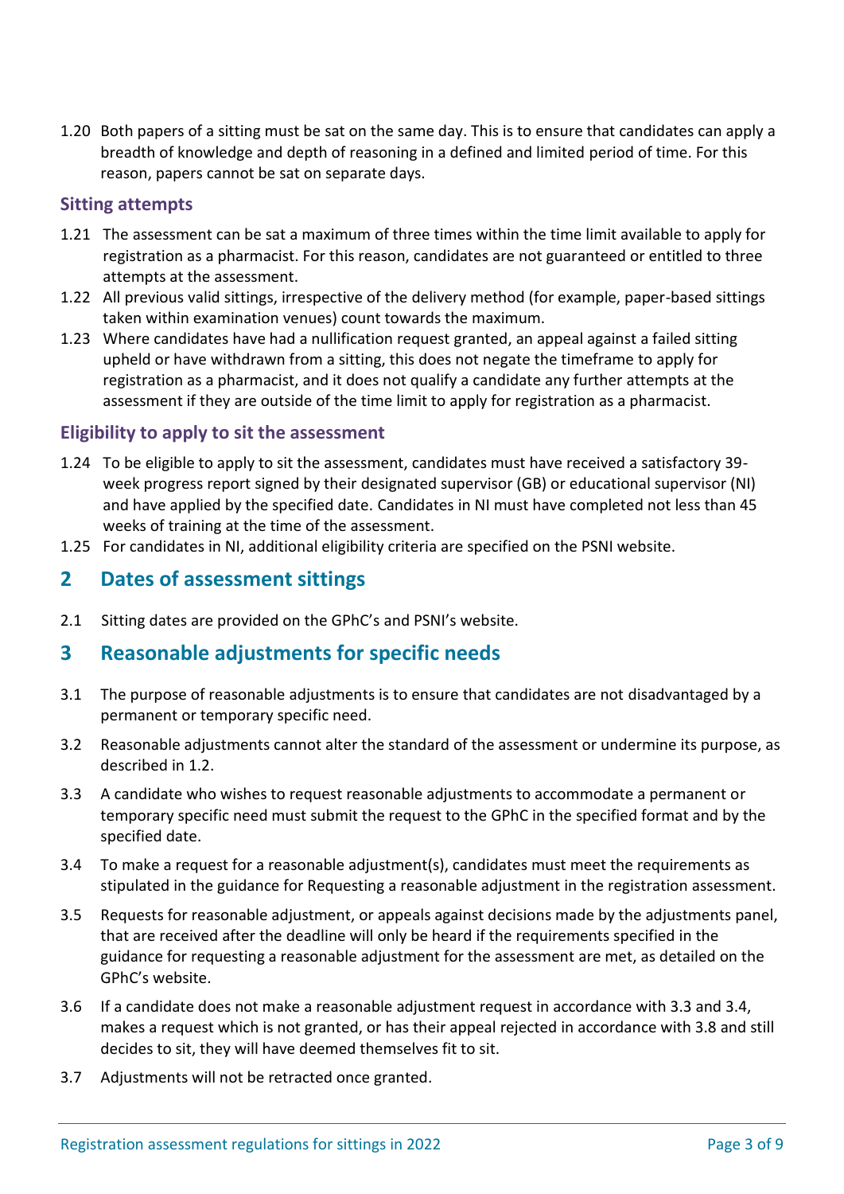1.20 Both papers of a sitting must be sat on the same day. This is to ensure that candidates can apply a breadth of knowledge and depth of reasoning in a defined and limited period of time. For this reason, papers cannot be sat on separate days.

### Sitting attempts

1.21 The assessment can be sat a maximum of three times within the time limit available to apply for registration as a pharmacist. For this reason, candidates are not guaranteed or entitled to three attempts at the assessment.

1.22 All previous valid sittings, irrespective of the delivery method (for example, paper-based sittings taken within examination venues) count towards the maximum.

1.23 Where candidates have had a nullification request granted, an appeal against a failed sitting upheld or have withdrawn from a sitting, this does not negate the timeframe to apply for registration as a pharmacist, and it does not qualify a candidate any further attempts at the assessment if they are outside of the time limit to apply for registration as a pharmacist.

### Eligibility to apply to sit the assessment

1.24 To be eligible to apply to sit the assessment, candidates must have received a satisfactory 39-week progress report signed by their designated supervisor (GB) or educational supervisor (NI) and have applied by the specified date. Candidates in NI must have completed not less than 45 weeks of training at the time of the assessment.

1.25 For candidates in NI, additional eligibility criteria are specified on the PSNI website.

## 2 Dates of assessment sittings

2.1 Sitting dates are provided on the GPhC's and PSNI's website.

## 3 Reasonable adjustments for specific needs

3.1 The purpose of reasonable adjustments is to ensure that candidates are not disadvantaged by a permanent or temporary specific need.

3.2 Reasonable adjustments cannot alter the standard of the assessment or undermine its purpose, as described in 1.2.

3.3 A candidate who wishes to request reasonable adjustments to accommodate a permanent or temporary specific need must submit the request to the GPhC in the specified format and by the specified date.

3.4 To make a request for a reasonable adjustment(s), candidates must meet the requirements as stipulated in the guidance for Requesting a reasonable adjustment in the registration assessment.

3.5 Requests for reasonable adjustment, or appeals against decisions made by the adjustments panel, that are received after the deadline will only be heard if the requirements specified in the guidance for requesting a reasonable adjustment for the assessment are met, as detailed on the GPhC's website.

3.6 If a candidate does not make a reasonable adjustment request in accordance with 3.3 and 3.4, makes a request which is not granted, or has their appeal rejected in accordance with 3.8 and still decides to sit, they will have deemed themselves fit to sit.

3.7 Adjustments will not be retracted once granted.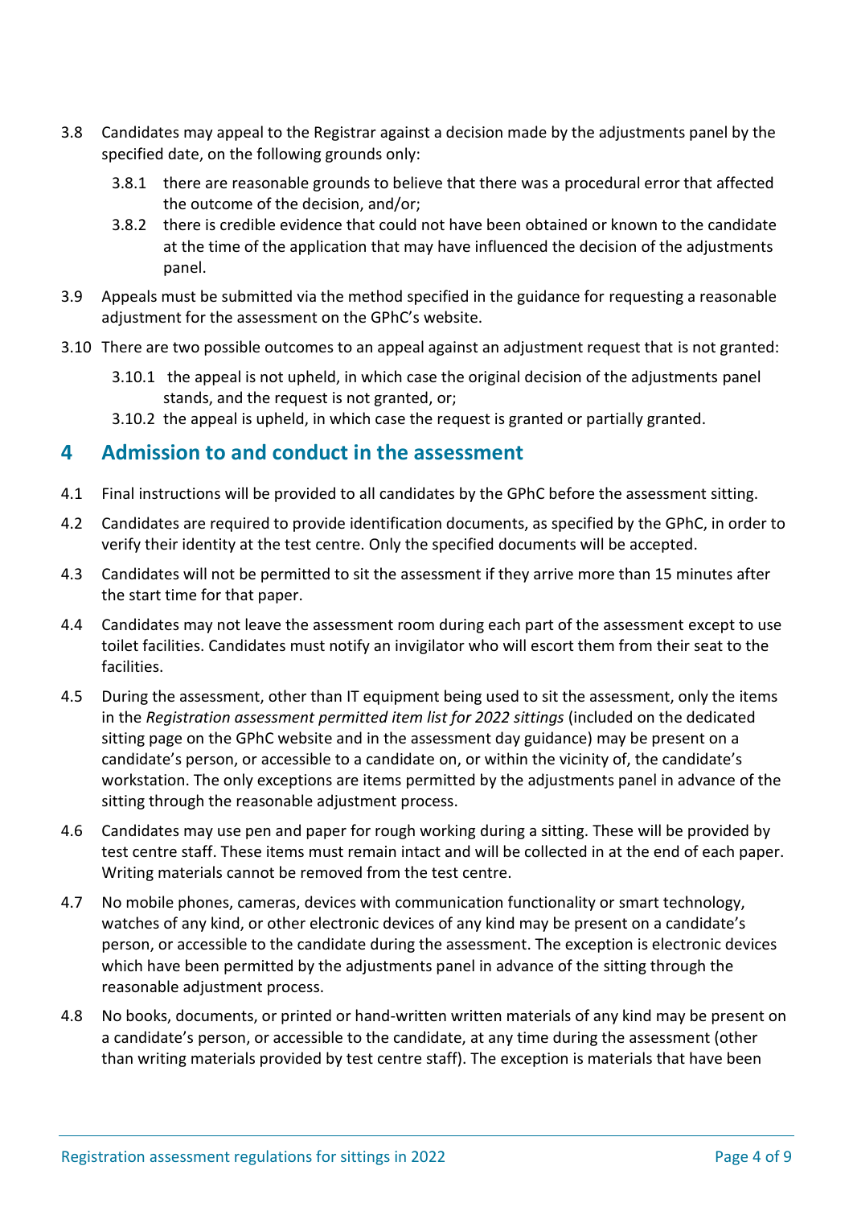3.8 Candidates may appeal to the Registrar against a decision made by the adjustments panel by the specified date, on the following grounds only:

  3.8.1 there are reasonable grounds to believe that there was a procedural error that affected the outcome of the decision, and/or;

  3.8.2 there is credible evidence that could not have been obtained or known to the candidate at the time of the application that may have influenced the decision of the adjustments panel.

3.9 Appeals must be submitted via the method specified in the guidance for requesting a reasonable adjustment for the assessment on the GPhC's website.

3.10 There are two possible outcomes to an appeal against an adjustment request that is not granted:

  3.10.1 the appeal is not upheld, in which case the original decision of the adjustments panel stands, and the request is not granted, or;

  3.10.2 the appeal is upheld, in which case the request is granted or partially granted.

## 4 Admission to and conduct in the assessment

4.1 Final instructions will be provided to all candidates by the GPhC before the assessment sitting.

4.2 Candidates are required to provide identification documents, as specified by the GPhC, in order to verify their identity at the test centre. Only the specified documents will be accepted.

4.3 Candidates will not be permitted to sit the assessment if they arrive more than 15 minutes after the start time for that paper.

4.4 Candidates may not leave the assessment room during each part of the assessment except to use toilet facilities. Candidates must notify an invigilator who will escort them from their seat to the facilities.

4.5 During the assessment, other than IT equipment being used to sit the assessment, only the items in the *Registration assessment permitted item list for 2022 sittings* (included on the dedicated sitting page on the GPhC website and in the assessment day guidance) may be present on a candidate's person, or accessible to a candidate on, or within the vicinity of, the candidate's workstation. The only exceptions are items permitted by the adjustments panel in advance of the sitting through the reasonable adjustment process.

4.6 Candidates may use pen and paper for rough working during a sitting. These will be provided by test centre staff. These items must remain intact and will be collected in at the end of each paper. Writing materials cannot be removed from the test centre.

4.7 No mobile phones, cameras, devices with communication functionality or smart technology, watches of any kind, or other electronic devices of any kind may be present on a candidate's person, or accessible to the candidate during the assessment. The exception is electronic devices which have been permitted by the adjustments panel in advance of the sitting through the reasonable adjustment process.

4.8 No books, documents, or printed or hand-written written materials of any kind may be present on a candidate's person, or accessible to the candidate, at any time during the assessment (other than writing materials provided by test centre staff). The exception is materials that have been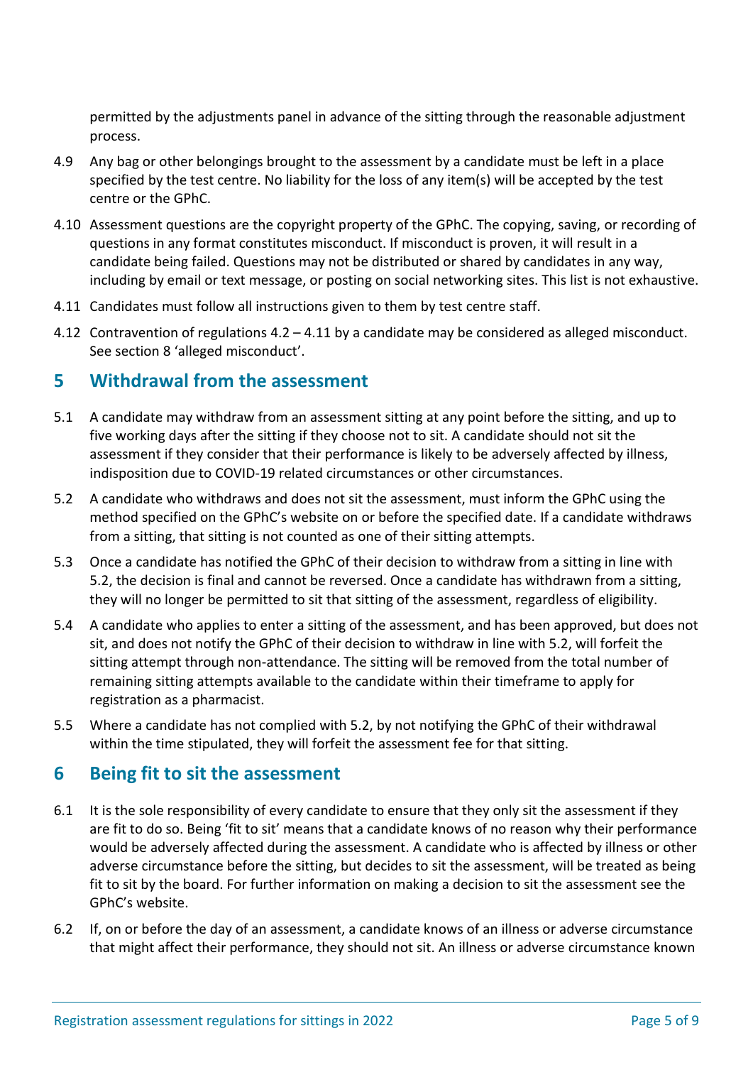permitted by the adjustments panel in advance of the sitting through the reasonable adjustment process.

4.9 Any bag or other belongings brought to the assessment by a candidate must be left in a place specified by the test centre. No liability for the loss of any item(s) will be accepted by the test centre or the GPhC.

4.10 Assessment questions are the copyright property of the GPhC. The copying, saving, or recording of questions in any format constitutes misconduct. If misconduct is proven, it will result in a candidate being failed. Questions may not be distributed or shared by candidates in any way, including by email or text message, or posting on social networking sites. This list is not exhaustive.

4.11 Candidates must follow all instructions given to them by test centre staff.

4.12 Contravention of regulations 4.2 – 4.11 by a candidate may be considered as alleged misconduct. See section 8 'alleged misconduct'.

## 5 Withdrawal from the assessment

5.1 A candidate may withdraw from an assessment sitting at any point before the sitting, and up to five working days after the sitting if they choose not to sit. A candidate should not sit the assessment if they consider that their performance is likely to be adversely affected by illness, indisposition due to COVID-19 related circumstances or other circumstances.

5.2 A candidate who withdraws and does not sit the assessment, must inform the GPhC using the method specified on the GPhC's website on or before the specified date. If a candidate withdraws from a sitting, that sitting is not counted as one of their sitting attempts.

5.3 Once a candidate has notified the GPhC of their decision to withdraw from a sitting in line with 5.2, the decision is final and cannot be reversed. Once a candidate has withdrawn from a sitting, they will no longer be permitted to sit that sitting of the assessment, regardless of eligibility.

5.4 A candidate who applies to enter a sitting of the assessment, and has been approved, but does not sit, and does not notify the GPhC of their decision to withdraw in line with 5.2, will forfeit the sitting attempt through non-attendance. The sitting will be removed from the total number of remaining sitting attempts available to the candidate within their timeframe to apply for registration as a pharmacist.

5.5 Where a candidate has not complied with 5.2, by not notifying the GPhC of their withdrawal within the time stipulated, they will forfeit the assessment fee for that sitting.

## 6 Being fit to sit the assessment

6.1 It is the sole responsibility of every candidate to ensure that they only sit the assessment if they are fit to do so. Being 'fit to sit' means that a candidate knows of no reason why their performance would be adversely affected during the assessment. A candidate who is affected by illness or other adverse circumstance before the sitting, but decides to sit the assessment, will be treated as being fit to sit by the board. For further information on making a decision to sit the assessment see the GPhC's website.

6.2 If, on or before the day of an assessment, a candidate knows of an illness or adverse circumstance that might affect their performance, they should not sit. An illness or adverse circumstance known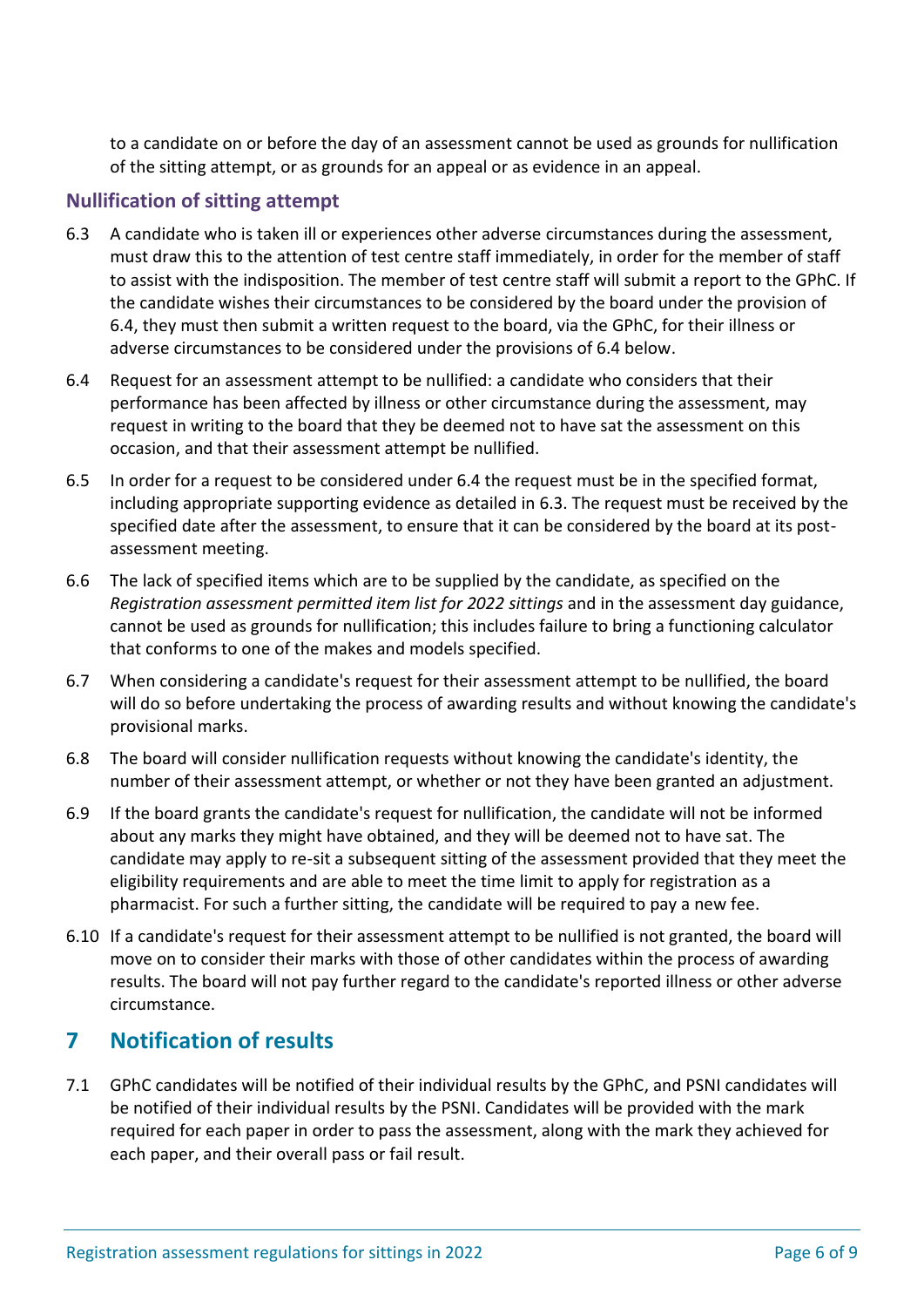to a candidate on or before the day of an assessment cannot be used as grounds for nullification of the sitting attempt, or as grounds for an appeal or as evidence in an appeal.

### Nullification of sitting attempt

6.3 A candidate who is taken ill or experiences other adverse circumstances during the assessment, must draw this to the attention of test centre staff immediately, in order for the member of staff to assist with the indisposition. The member of test centre staff will submit a report to the GPhC. If the candidate wishes their circumstances to be considered by the board under the provision of 6.4, they must then submit a written request to the board, via the GPhC, for their illness or adverse circumstances to be considered under the provisions of 6.4 below.

6.4 Request for an assessment attempt to be nullified: a candidate who considers that their performance has been affected by illness or other circumstance during the assessment, may request in writing to the board that they be deemed not to have sat the assessment on this occasion, and that their assessment attempt be nullified.

6.5 In order for a request to be considered under 6.4 the request must be in the specified format, including appropriate supporting evidence as detailed in 6.3. The request must be received by the specified date after the assessment, to ensure that it can be considered by the board at its post-assessment meeting.

6.6 The lack of specified items which are to be supplied by the candidate, as specified on the *Registration assessment permitted item list for 2022 sittings* and in the assessment day guidance, cannot be used as grounds for nullification; this includes failure to bring a functioning calculator that conforms to one of the makes and models specified.

6.7 When considering a candidate's request for their assessment attempt to be nullified, the board will do so before undertaking the process of awarding results and without knowing the candidate's provisional marks.

6.8 The board will consider nullification requests without knowing the candidate's identity, the number of their assessment attempt, or whether or not they have been granted an adjustment.

6.9 If the board grants the candidate's request for nullification, the candidate will not be informed about any marks they might have obtained, and they will be deemed not to have sat. The candidate may apply to re-sit a subsequent sitting of the assessment provided that they meet the eligibility requirements and are able to meet the time limit to apply for registration as a pharmacist. For such a further sitting, the candidate will be required to pay a new fee.

6.10 If a candidate's request for their assessment attempt to be nullified is not granted, the board will move on to consider their marks with those of other candidates within the process of awarding results. The board will not pay further regard to the candidate's reported illness or other adverse circumstance.

## 7 Notification of results

7.1 GPhC candidates will be notified of their individual results by the GPhC, and PSNI candidates will be notified of their individual results by the PSNI. Candidates will be provided with the mark required for each paper in order to pass the assessment, along with the mark they achieved for each paper, and their overall pass or fail result.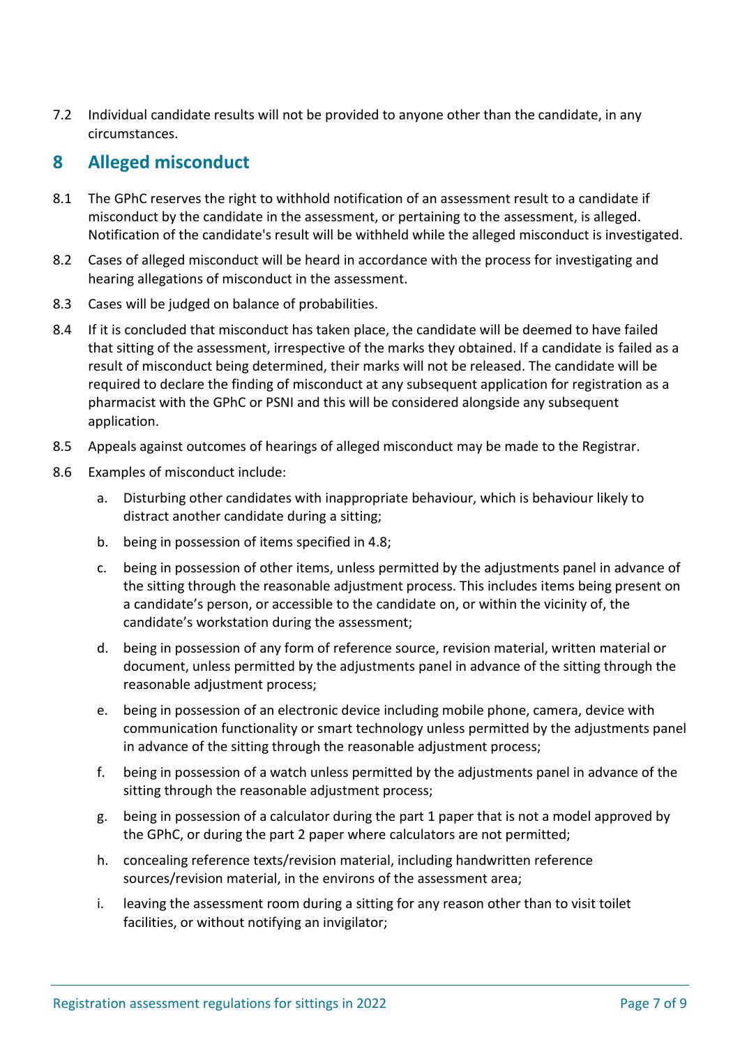7.2 Individual candidate results will not be provided to anyone other than the candidate, in any circumstances.

## 8 Alleged misconduct

8.1 The GPhC reserves the right to withhold notification of an assessment result to a candidate if misconduct by the candidate in the assessment, or pertaining to the assessment, is alleged. Notification of the candidate's result will be withheld while the alleged misconduct is investigated.

8.2 Cases of alleged misconduct will be heard in accordance with the process for investigating and hearing allegations of misconduct in the assessment.

8.3 Cases will be judged on balance of probabilities.

8.4 If it is concluded that misconduct has taken place, the candidate will be deemed to have failed that sitting of the assessment, irrespective of the marks they obtained. If a candidate is failed as a result of misconduct being determined, their marks will not be released. The candidate will be required to declare the finding of misconduct at any subsequent application for registration as a pharmacist with the GPhC or PSNI and this will be considered alongside any subsequent application.

8.5 Appeals against outcomes of hearings of alleged misconduct may be made to the Registrar.

8.6 Examples of misconduct include:

a. Disturbing other candidates with inappropriate behaviour, which is behaviour likely to distract another candidate during a sitting;

b. being in possession of items specified in 4.8;

c. being in possession of other items, unless permitted by the adjustments panel in advance of the sitting through the reasonable adjustment process. This includes items being present on a candidate's person, or accessible to the candidate on, or within the vicinity of, the candidate's workstation during the assessment;

d. being in possession of any form of reference source, revision material, written material or document, unless permitted by the adjustments panel in advance of the sitting through the reasonable adjustment process;

e. being in possession of an electronic device including mobile phone, camera, device with communication functionality or smart technology unless permitted by the adjustments panel in advance of the sitting through the reasonable adjustment process;

f. being in possession of a watch unless permitted by the adjustments panel in advance of the sitting through the reasonable adjustment process;

g. being in possession of a calculator during the part 1 paper that is not a model approved by the GPhC, or during the part 2 paper where calculators are not permitted;

h. concealing reference texts/revision material, including handwritten reference sources/revision material, in the environs of the assessment area;

i. leaving the assessment room during a sitting for any reason other than to visit toilet facilities, or without notifying an invigilator;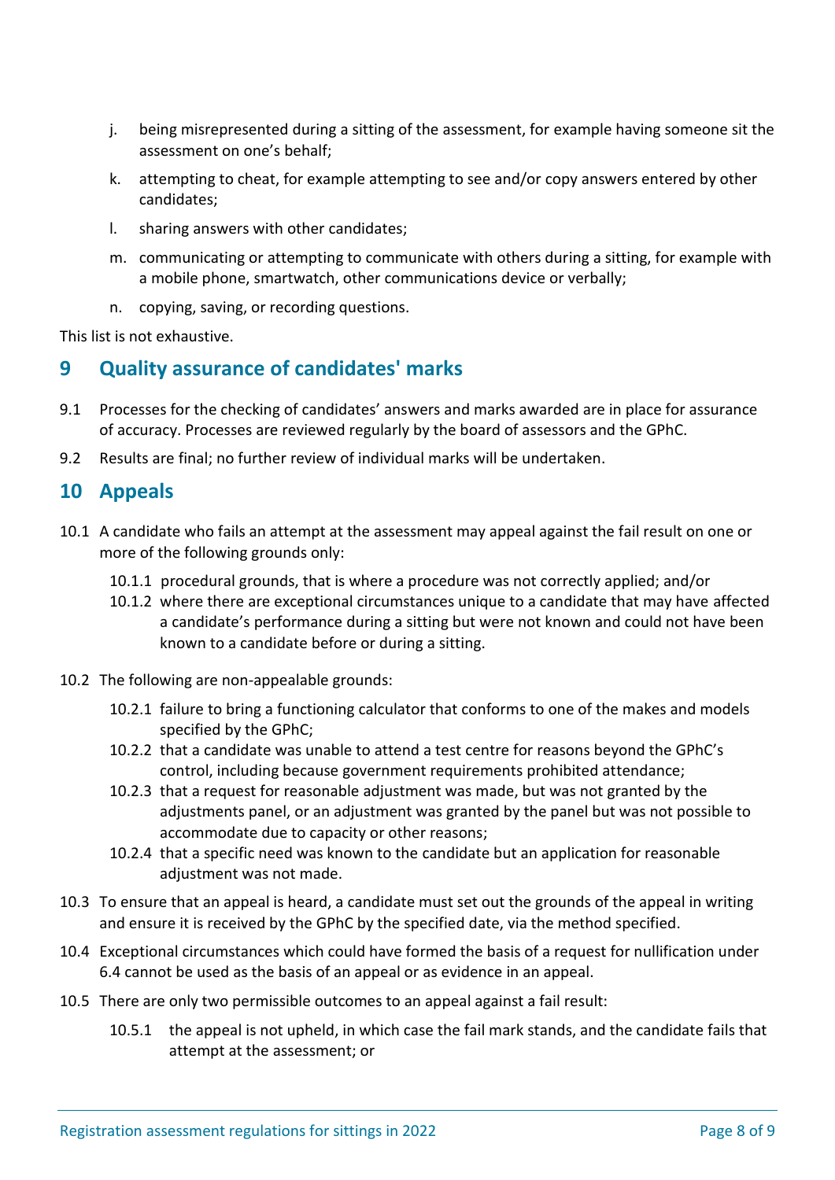j. being misrepresented during a sitting of the assessment, for example having someone sit the assessment on one's behalf;

k. attempting to cheat, for example attempting to see and/or copy answers entered by other candidates;

l. sharing answers with other candidates;

m. communicating or attempting to communicate with others during a sitting, for example with a mobile phone, smartwatch, other communications device or verbally;

n. copying, saving, or recording questions.

This list is not exhaustive.

## 9 Quality assurance of candidates' marks

9.1 Processes for the checking of candidates' answers and marks awarded are in place for assurance of accuracy. Processes are reviewed regularly by the board of assessors and the GPhC.

9.2 Results are final; no further review of individual marks will be undertaken.

## 10 Appeals

10.1 A candidate who fails an attempt at the assessment may appeal against the fail result on one or more of the following grounds only:

- 10.1.1 procedural grounds, that is where a procedure was not correctly applied; and/or
- 10.1.2 where there are exceptional circumstances unique to a candidate that may have affected a candidate's performance during a sitting but were not known and could not have been known to a candidate before or during a sitting.

10.2 The following are non-appealable grounds:

- 10.2.1 failure to bring a functioning calculator that conforms to one of the makes and models specified by the GPhC;
- 10.2.2 that a candidate was unable to attend a test centre for reasons beyond the GPhC's control, including because government requirements prohibited attendance;
- 10.2.3 that a request for reasonable adjustment was made, but was not granted by the adjustments panel, or an adjustment was granted by the panel but was not possible to accommodate due to capacity or other reasons;
- 10.2.4 that a specific need was known to the candidate but an application for reasonable adjustment was not made.

10.3 To ensure that an appeal is heard, a candidate must set out the grounds of the appeal in writing and ensure it is received by the GPhC by the specified date, via the method specified.

10.4 Exceptional circumstances which could have formed the basis of a request for nullification under 6.4 cannot be used as the basis of an appeal or as evidence in an appeal.

10.5 There are only two permissible outcomes to an appeal against a fail result:

- 10.5.1 the appeal is not upheld, in which case the fail mark stands, and the candidate fails that attempt at the assessment; or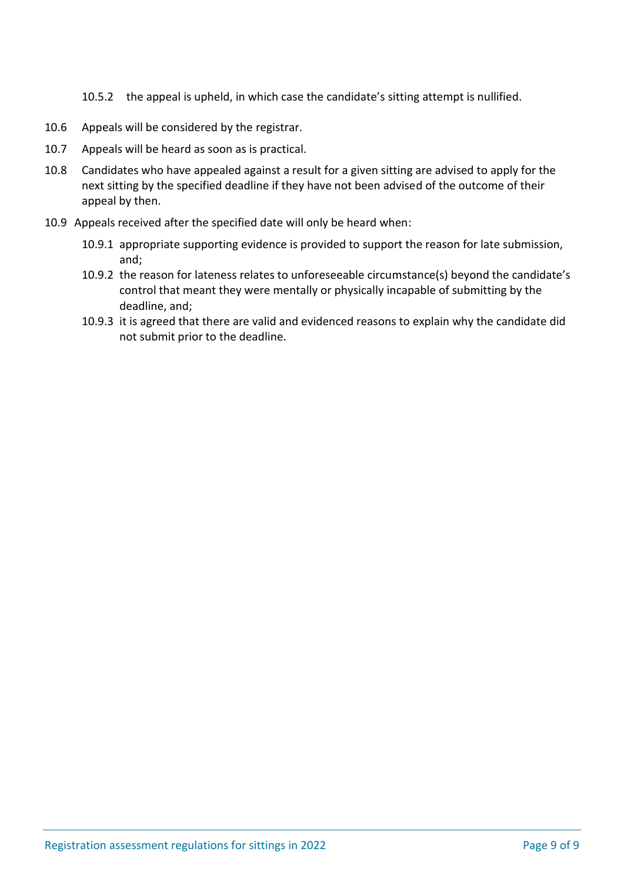10.5.2 the appeal is upheld, in which case the candidate's sitting attempt is nullified.

10.6 Appeals will be considered by the registrar.

10.7 Appeals will be heard as soon as is practical.

10.8 Candidates who have appealed against a result for a given sitting are advised to apply for the next sitting by the specified deadline if they have not been advised of the outcome of their appeal by then.

10.9 Appeals received after the specified date will only be heard when:

10.9.1 appropriate supporting evidence is provided to support the reason for late submission, and;

10.9.2 the reason for lateness relates to unforeseeable circumstance(s) beyond the candidate's control that meant they were mentally or physically incapable of submitting by the deadline, and;

10.9.3 it is agreed that there are valid and evidenced reasons to explain why the candidate did not submit prior to the deadline.